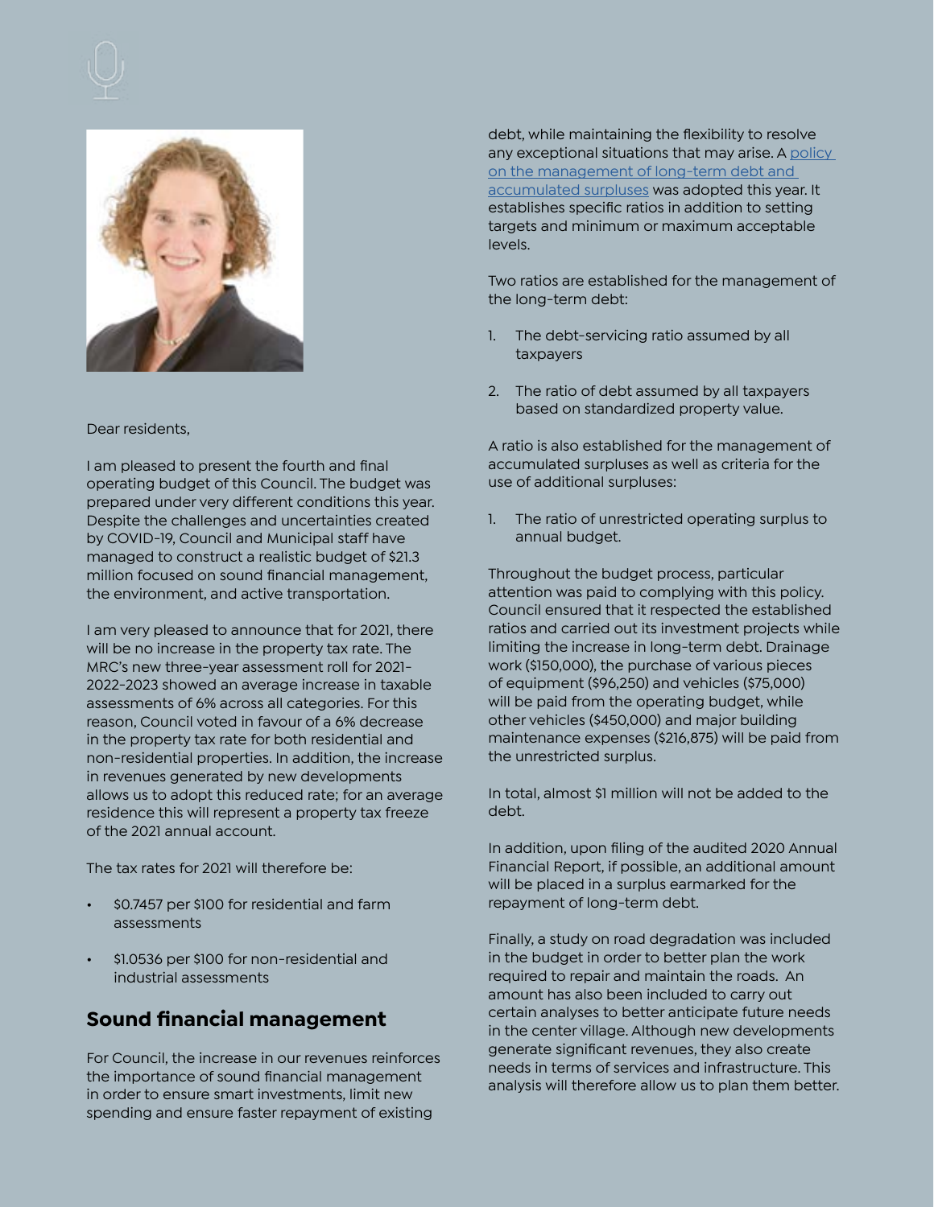Dear residents,

I am pleased to present the fourth and final operating budget of this Council. The budget was prepared under very different conditions this year. Despite the challenges and uncertainties created by COVID-19, Council and Municipal staff have managed to construct a realistic budget of $21.3 million focused on sound financial management, the environment, and active transportation.

I am very pleased to announce that for 2021, there will be no increase in the property tax rate. The MRC's new three-year assessment roll for 2021-2022-2023 showed an average increase in taxable assessments of 6% across all categories. For this reason, Council voted in favour of a 6% decrease in the property tax rate for both residential and non-residential properties. In addition, the increase in revenues generated by new developments allows us to adopt this reduced rate; for an average residence this will represent a property tax freeze of the 2021 annual account.

The tax rates for 2021 will therefore be:

- $0.7457 per $100 for residential and farm assessments
- $1.0536 per $100 for non-residential and industrial assessments

## Sound financial management

For Council, the increase in our revenues reinforces the importance of sound financial management in order to ensure smart investments, limit new spending and ensure faster repayment of existing debt, while maintaining the flexibility to resolve any exceptional situations that may arise. A [policy on the management of long-term debt and accumulated surpluses] was adopted this year. It establishes specific ratios in addition to setting targets and minimum or maximum acceptable levels.

Two ratios are established for the management of the long-term debt:

1. The debt-servicing ratio assumed by all taxpayers
2. The ratio of debt assumed by all taxpayers based on standardized property value.

A ratio is also established for the management of accumulated surpluses as well as criteria for the use of additional surpluses:

1. The ratio of unrestricted operating surplus to annual budget.

Throughout the budget process, particular attention was paid to complying with this policy. Council ensured that it respected the established ratios and carried out its investment projects while limiting the increase in long-term debt. Drainage work ($150,000), the purchase of various pieces of equipment ($96,250) and vehicles ($75,000) will be paid from the operating budget, while other vehicles ($450,000) and major building maintenance expenses ($216,875) will be paid from the unrestricted surplus.

In total, almost $1 million will not be added to the debt.

In addition, upon filing of the audited 2020 Annual Financial Report, if possible, an additional amount will be placed in a surplus earmarked for the repayment of long-term debt.

Finally, a study on road degradation was included in the budget in order to better plan the work required to repair and maintain the roads. An amount has also been included to carry out certain analyses to better anticipate future needs in the center village. Although new developments generate significant revenues, they also create needs in terms of services and infrastructure. This analysis will therefore allow us to plan them better.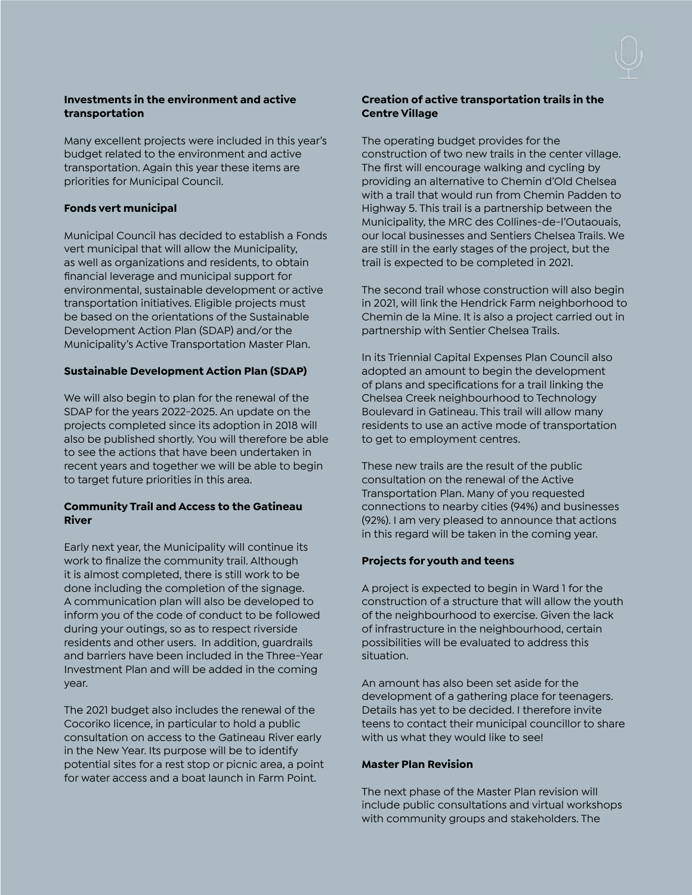**Investments in the environment and active transportation**

Many excellent projects were included in this year's budget related to the environment and active transportation. Again this year these items are priorities for Municipal Council.

**Fonds vert municipal**

Municipal Council has decided to establish a Fonds vert municipal that will allow the Municipality, as well as organizations and residents, to obtain financial leverage and municipal support for environmental, sustainable development or active transportation initiatives. Eligible projects must be based on the orientations of the Sustainable Development Action Plan (SDAP) and/or the Municipality's Active Transportation Master Plan.

**Sustainable Development Action Plan (SDAP)**

We will also begin to plan for the renewal of the SDAP for the years 2022-2025. An update on the projects completed since its adoption in 2018 will also be published shortly. You will therefore be able to see the actions that have been undertaken in recent years and together we will be able to begin to target future priorities in this area.

**Community Trail and Access to the Gatineau River**

Early next year, the Municipality will continue its work to finalize the community trail. Although it is almost completed, there is still work to be done including the completion of the signage. A communication plan will also be developed to inform you of the code of conduct to be followed during your outings, so as to respect riverside residents and other users. In addition, guardrails and barriers have been included in the Three-Year Investment Plan and will be added in the coming year.

The 2021 budget also includes the renewal of the Cocoriko licence, in particular to hold a public consultation on access to the Gatineau River early in the New Year. Its purpose will be to identify potential sites for a rest stop or picnic area, a point for water access and a boat launch in Farm Point.

**Creation of active transportation trails in the Centre Village**

The operating budget provides for the construction of two new trails in the center village. The first will encourage walking and cycling by providing an alternative to Chemin d'Old Chelsea with a trail that would run from Chemin Padden to Highway 5. This trail is a partnership between the Municipality, the MRC des Collines-de-l'Outaouais, our local businesses and Sentiers Chelsea Trails. We are still in the early stages of the project, but the trail is expected to be completed in 2021.

The second trail whose construction will also begin in 2021, will link the Hendrick Farm neighborhood to Chemin de la Mine. It is also a project carried out in partnership with Sentier Chelsea Trails.

In its Triennial Capital Expenses Plan Council also adopted an amount to begin the development of plans and specifications for a trail linking the Chelsea Creek neighbourhood to Technology Boulevard in Gatineau. This trail will allow many residents to use an active mode of transportation to get to employment centres.

These new trails are the result of the public consultation on the renewal of the Active Transportation Plan. Many of you requested connections to nearby cities (94%) and businesses (92%). I am very pleased to announce that actions in this regard will be taken in the coming year.

**Projects for youth and teens**

A project is expected to begin in Ward 1 for the construction of a structure that will allow the youth of the neighbourhood to exercise. Given the lack of infrastructure in the neighbourhood, certain possibilities will be evaluated to address this situation.

An amount has also been set aside for the development of a gathering place for teenagers. Details has yet to be decided. I therefore invite teens to contact their municipal councillor to share with us what they would like to see!

**Master Plan Revision**

The next phase of the Master Plan revision will include public consultations and virtual workshops with community groups and stakeholders. The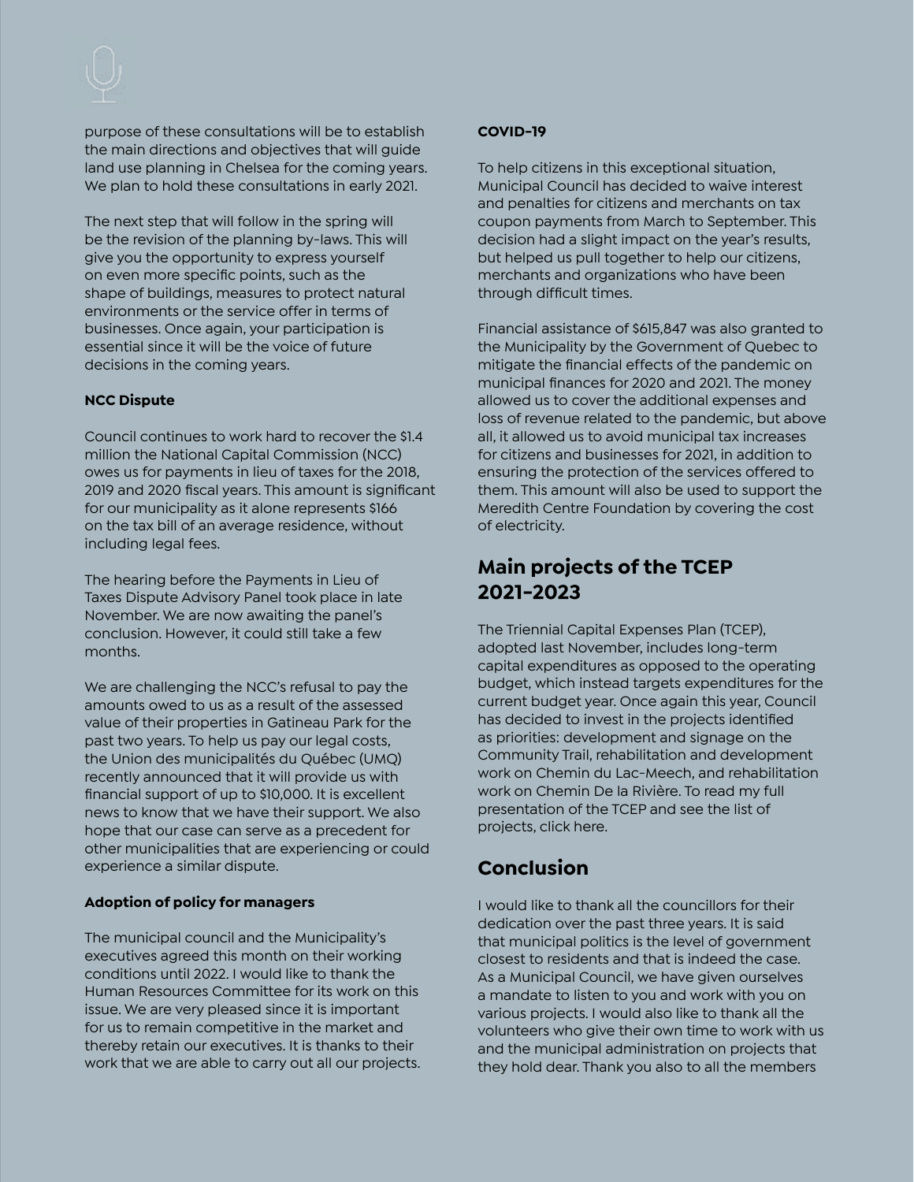purpose of these consultations will be to establish the main directions and objectives that will guide land use planning in Chelsea for the coming years. We plan to hold these consultations in early 2021.

The next step that will follow in the spring will be the revision of the planning by-laws. This will give you the opportunity to express yourself on even more specific points, such as the shape of buildings, measures to protect natural environments or the service offer in terms of businesses. Once again, your participation is essential since it will be the voice of future decisions in the coming years.

**NCC Dispute**

Council continues to work hard to recover the $1.4 million the National Capital Commission (NCC) owes us for payments in lieu of taxes for the 2018, 2019 and 2020 fiscal years. This amount is significant for our municipality as it alone represents $166 on the tax bill of an average residence, without including legal fees.

The hearing before the Payments in Lieu of Taxes Dispute Advisory Panel took place in late November. We are now awaiting the panel's conclusion. However, it could still take a few months.

We are challenging the NCC's refusal to pay the amounts owed to us as a result of the assessed value of their properties in Gatineau Park for the past two years. To help us pay our legal costs, the Union des municipalités du Québec (UMQ) recently announced that it will provide us with financial support of up to $10,000. It is excellent news to know that we have their support. We also hope that our case can serve as a precedent for other municipalities that are experiencing or could experience a similar dispute.

**Adoption of policy for managers**

The municipal council and the Municipality's executives agreed this month on their working conditions until 2022. I would like to thank the Human Resources Committee for its work on this issue. We are very pleased since it is important for us to remain competitive in the market and thereby retain our executives. It is thanks to their work that we are able to carry out all our projects.

**COVID-19**

To help citizens in this exceptional situation, Municipal Council has decided to waive interest and penalties for citizens and merchants on tax coupon payments from March to September. This decision had a slight impact on the year's results, but helped us pull together to help our citizens, merchants and organizations who have been through difficult times.

Financial assistance of $615,847 was also granted to the Municipality by the Government of Quebec to mitigate the financial effects of the pandemic on municipal finances for 2020 and 2021. The money allowed us to cover the additional expenses and loss of revenue related to the pandemic, but above all, it allowed us to avoid municipal tax increases for citizens and businesses for 2021, in addition to ensuring the protection of the services offered to them. This amount will also be used to support the Meredith Centre Foundation by covering the cost of electricity.

## Main projects of the TCEP 2021-2023

The Triennial Capital Expenses Plan (TCEP), adopted last November, includes long-term capital expenditures as opposed to the operating budget, which instead targets expenditures for the current budget year. Once again this year, Council has decided to invest in the projects identified as priorities: development and signage on the Community Trail, rehabilitation and development work on Chemin du Lac-Meech, and rehabilitation work on Chemin De la Rivière. To read my full presentation of the TCEP and see the list of projects, click here.

## Conclusion

I would like to thank all the councillors for their dedication over the past three years. It is said that municipal politics is the level of government closest to residents and that is indeed the case. As a Municipal Council, we have given ourselves a mandate to listen to you and work with you on various projects. I would also like to thank all the volunteers who give their own time to work with us and the municipal administration on projects that they hold dear. Thank you also to all the members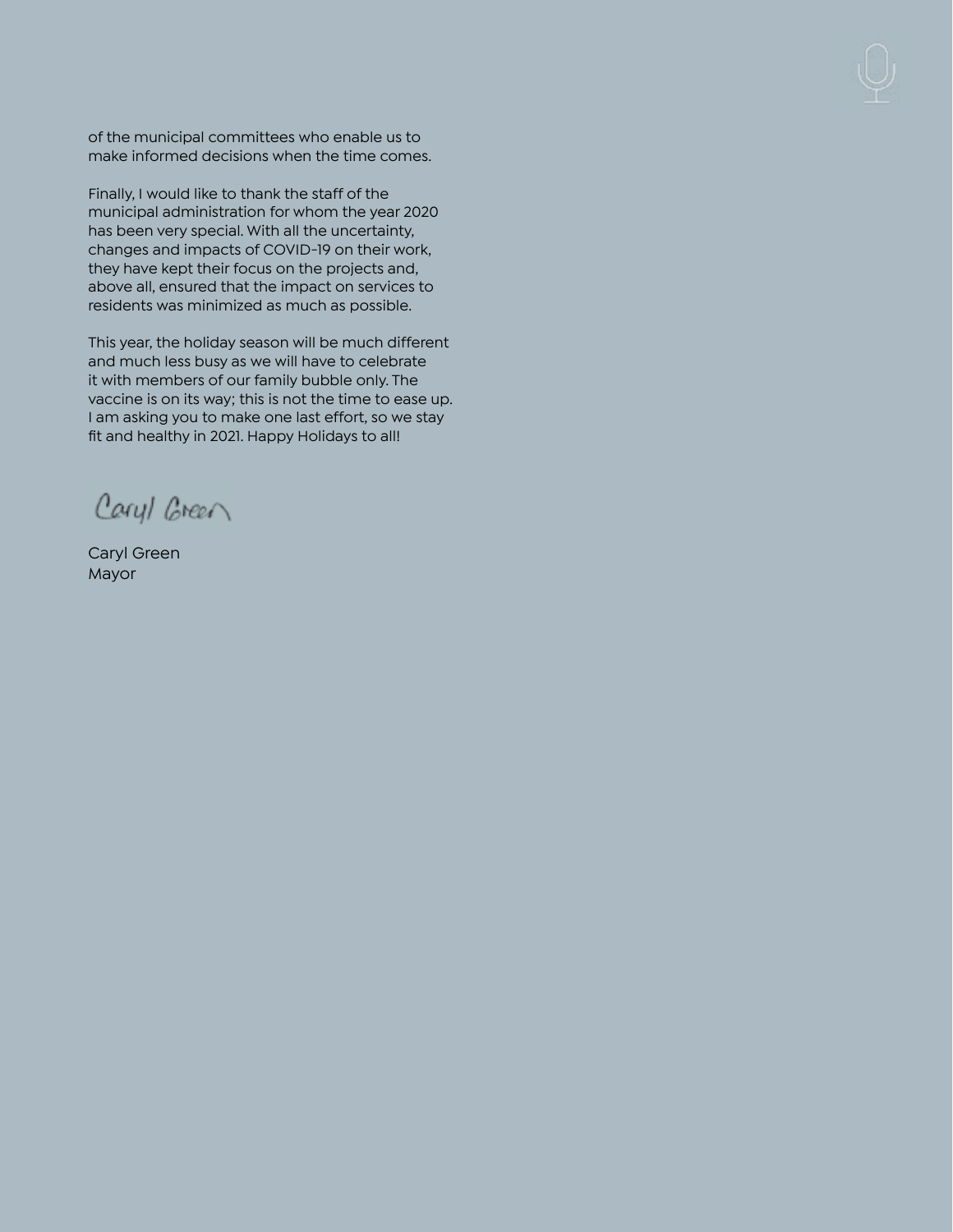of the municipal committees who enable us to make informed decisions when the time comes.

Finally, I would like to thank the staff of the municipal administration for whom the year 2020 has been very special. With all the uncertainty, changes and impacts of COVID-19 on their work, they have kept their focus on the projects and, above all, ensured that the impact on services to residents was minimized as much as possible.

This year, the holiday season will be much different and much less busy as we will have to celebrate it with members of our family bubble only. The vaccine is on its way; this is not the time to ease up. I am asking you to make one last effort, so we stay fit and healthy in 2021. Happy Holidays to all!

Caryl Green

Caryl Green
Mayor